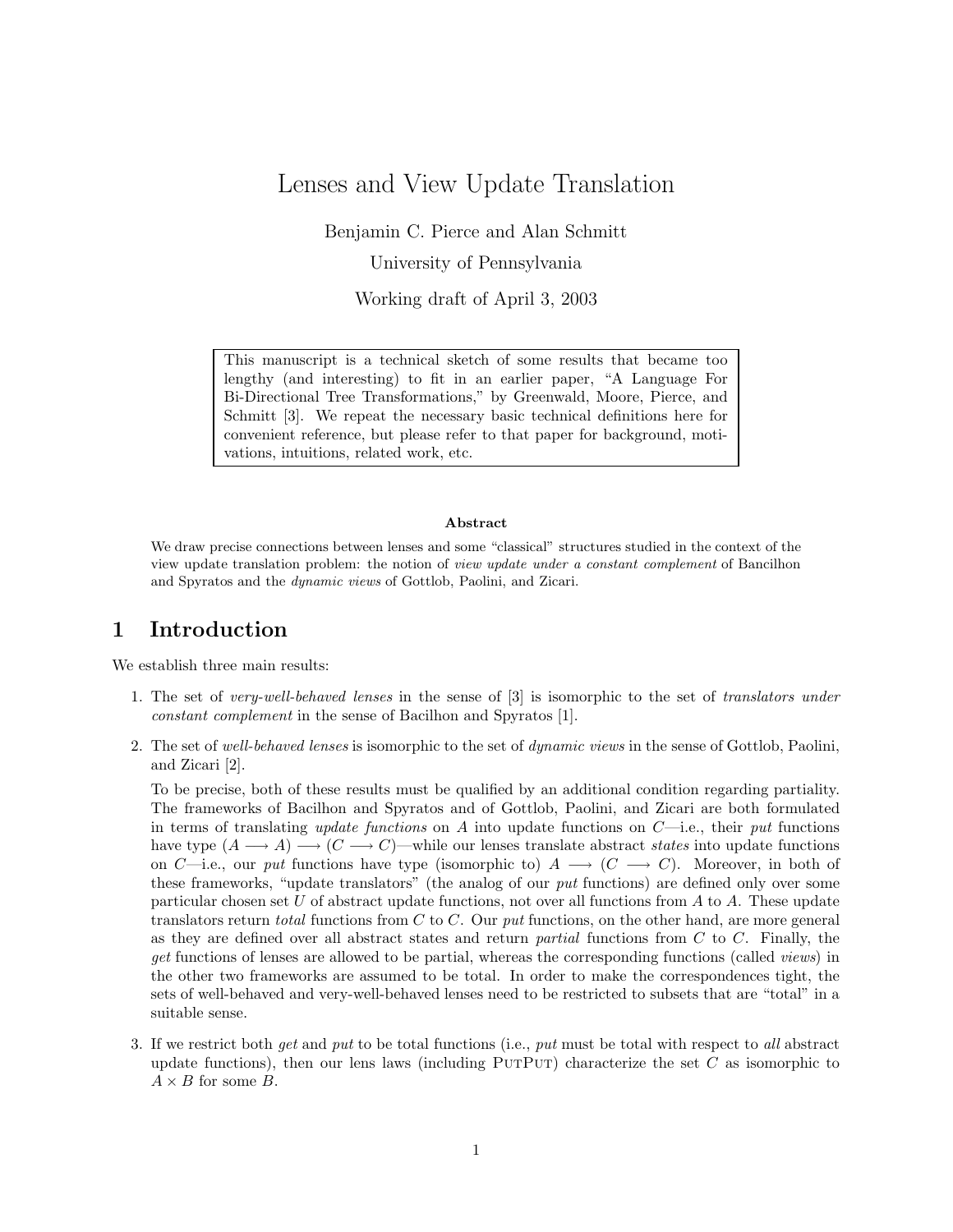# Lenses and View Update Translation

Benjamin C. Pierce and Alan Schmitt

University of Pennsylvania

Working draft of April 3, 2003

> This manuscript is a technical sketch of some results that became too lengthy (and interesting) to fit in an earlier paper, "A Language For Bi-Directional Tree Transformations," by Greenwald, Moore, Pierce, and Schmitt [3]. We repeat the necessary basic technical definitions here for convenient reference, but please refer to that paper for background, motivations, intuitions, related work, etc.

**Abstract**

We draw precise connections between lenses and some "classical" structures studied in the context of the view update translation problem: the notion of *view update under a constant complement* of Bancilhon and Spyratos and the *dynamic views* of Gottlob, Paolini, and Zicari.

## 1 Introduction

We establish three main results:

1. The set of *very-well-behaved lenses* in the sense of [3] is isomorphic to the set of *translators under constant complement* in the sense of Bacilhon and Spyratos [1].

2. The set of *well-behaved lenses* is isomorphic to the set of *dynamic views* in the sense of Gottlob, Paolini, and Zicari [2].

   To be precise, both of these results must be qualified by an additional condition regarding partiality. The frameworks of Bacilhon and Spyratos and of Gottlob, Paolini, and Zicari are both formulated in terms of translating *update functions* on $A$ into update functions on $C$—i.e., their *put* functions have type $(A \longrightarrow A) \longrightarrow (C \longrightarrow C)$—while our lenses translate abstract *states* into update functions on $C$—i.e., our *put* functions have type (isomorphic to) $A \longrightarrow (C \longrightarrow C)$. Moreover, in both of these frameworks, "update translators" (the analog of our *put* functions) are defined only over some particular chosen set $U$ of abstract update functions, not over all functions from $A$ to $A$. These update translators return *total* functions from $C$ to $C$. Our *put* functions, on the other hand, are more general as they are defined over all abstract states and return *partial* functions from $C$ to $C$. Finally, the *get* functions of lenses are allowed to be partial, whereas the corresponding functions (called *views*) in the other two frameworks are assumed to be total. In order to make the correspondences tight, the sets of well-behaved and very-well-behaved lenses need to be restricted to subsets that are "total" in a suitable sense.

3. If we restrict both *get* and *put* to be total functions (i.e., *put* must be total with respect to *all* abstract update functions), then our lens laws (including PutPut) characterize the set $C$ as isomorphic to $A \times B$ for some $B$.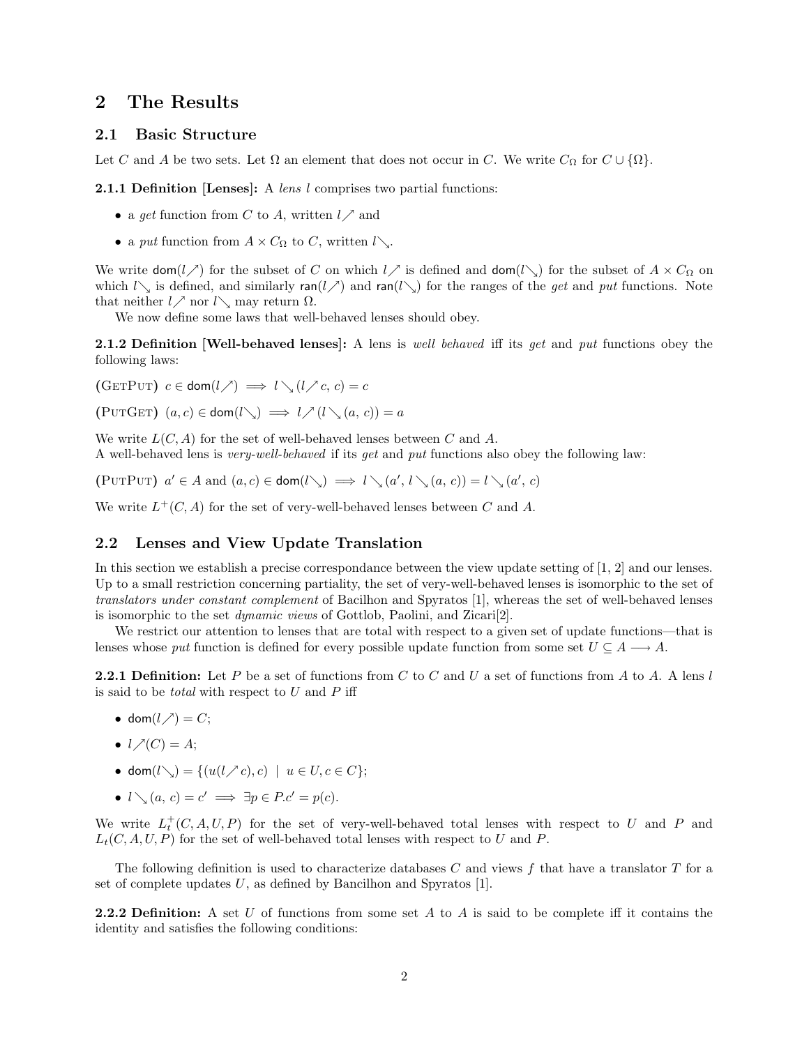# 2 The Results

## 2.1 Basic Structure

Let $C$ and $A$ be two sets. Let $\Omega$ an element that does not occur in $C$. We write $C_\Omega$ for $C \cup \{\Omega\}$.

**2.1.1 Definition [Lenses]:** A *lens* $l$ comprises two partial functions:

- a *get* function from $C$ to $A$, written $l\nearrow$ and
- a *put* function from $A \times C_\Omega$ to $C$, written $l\searrow$.

We write $\mathsf{dom}(l\nearrow)$ for the subset of $C$ on which $l\nearrow$ is defined and $\mathsf{dom}(l\searrow)$ for the subset of $A \times C_\Omega$ on which $l\searrow$ is defined, and similarly $\mathsf{ran}(l\nearrow)$ and $\mathsf{ran}(l\searrow)$ for the ranges of the *get* and *put* functions. Note that neither $l\nearrow$ nor $l\searrow$ may return $\Omega$.

We now define some laws that well-behaved lenses should obey.

**2.1.2 Definition [Well-behaved lenses]:** A lens is *well behaved* iff its *get* and *put* functions obey the following laws:

(GetPut) $c \in \mathsf{dom}(l\nearrow) \implies l\searrow(l\nearrow c,\, c) = c$

(PutGet) $(a, c) \in \mathsf{dom}(l\searrow) \implies l\nearrow(l\searrow(a,\, c)) = a$

We write $L(C, A)$ for the set of well-behaved lenses between $C$ and $A$.
A well-behaved lens is *very-well-behaved* if its *get* and *put* functions also obey the following law:

(PutPut) $a' \in A$ and $(a, c) \in \mathsf{dom}(l\searrow) \implies l\searrow(a',\, l\searrow(a,\, c)) = l\searrow(a',\, c)$

We write $L^+(C, A)$ for the set of very-well-behaved lenses between $C$ and $A$.

## 2.2 Lenses and View Update Translation

In this section we establish a precise correspondance between the view update setting of [1, 2] and our lenses. Up to a small restriction concerning partiality, the set of very-well-behaved lenses is isomorphic to the set of *translators under constant complement* of Bacilhon and Spyratos [1], whereas the set of well-behaved lenses is isomorphic to the set *dynamic views* of Gottlob, Paolini, and Zicari[2].

We restrict our attention to lenses that are total with respect to a given set of update functions—that is lenses whose *put* function is defined for every possible update function from some set $U \subseteq A \longrightarrow A$.

**2.2.1 Definition:** Let $P$ be a set of functions from $C$ to $C$ and $U$ a set of functions from $A$ to $A$. A lens $l$ is said to be *total* with respect to $U$ and $P$ iff

- $\mathsf{dom}(l\nearrow) = C$;
- $l\nearrow(C) = A$;
- $\mathsf{dom}(l\searrow) = \{(u(l\nearrow c), c) \mid u \in U, c \in C\}$;
- $l\searrow(a,\, c) = c' \implies \exists p \in P. c' = p(c)$.

We write $L_t^+(C, A, U, P)$ for the set of very-well-behaved total lenses with respect to $U$ and $P$ and $L_t(C, A, U, P)$ for the set of well-behaved total lenses with respect to $U$ and $P$.

The following definition is used to characterize databases $C$ and views $f$ that have a translator $T$ for a set of complete updates $U$, as defined by Bancilhon and Spyratos [1].

**2.2.2 Definition:** A set $U$ of functions from some set $A$ to $A$ is said to be complete iff it contains the identity and satisfies the following conditions: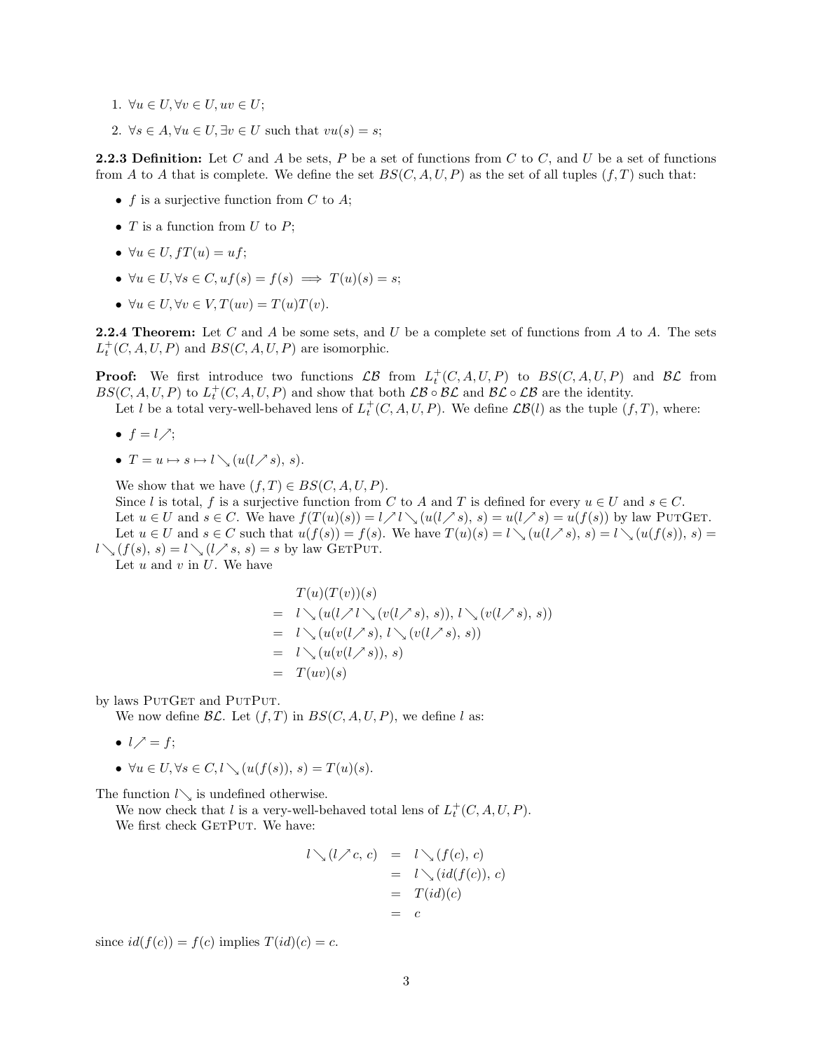1. $\forall u \in U, \forall v \in U, uv \in U$;
2. $\forall s \in A, \forall u \in U, \exists v \in U$ such that $vu(s) = s$;

**2.2.3 Definition:** Let $C$ and $A$ be sets, $P$ be a set of functions from $C$ to $C$, and $U$ be a set of functions from $A$ to $A$ that is complete. We define the set $BS(C, A, U, P)$ as the set of all tuples $(f, T)$ such that:

- $f$ is a surjective function from $C$ to $A$;
- $T$ is a function from $U$ to $P$;
- $\forall u \in U, fT(u) = uf$;
- $\forall u \in U, \forall s \in C, uf(s) = f(s) \implies T(u)(s) = s$;
- $\forall u \in U, \forall v \in V, T(uv) = T(u)T(v)$.

**2.2.4 Theorem:** Let $C$ and $A$ be some sets, and $U$ be a complete set of functions from $A$ to $A$. The sets $L_t^+(C, A, U, P)$ and $BS(C, A, U, P)$ are isomorphic.

**Proof:** We first introduce two functions $\mathcal{LB}$ from $L_t^+(C, A, U, P)$ to $BS(C, A, U, P)$ and $\mathcal{BL}$ from $BS(C, A, U, P)$ to $L_t^+(C, A, U, P)$ and show that both $\mathcal{LB} \circ \mathcal{BL}$ and $\mathcal{BL} \circ \mathcal{LB}$ are the identity.

Let $l$ be a total very-well-behaved lens of $L_t^+(C, A, U, P)$. We define $\mathcal{LB}(l)$ as the tuple $(f, T)$, where:

- $f = l\nearrow$;
- $T = u \mapsto s \mapsto l\searrow(u(l\nearrow s),\, s)$.

We show that we have $(f, T) \in BS(C, A, U, P)$.

Since $l$ is total, $f$ is a surjective function from $C$ to $A$ and $T$ is defined for every $u \in U$ and $s \in C$.

Let $u \in U$ and $s \in C$. We have $f(T(u)(s)) = l\nearrow l\searrow(u(l\nearrow s),\, s) = u(l\nearrow s) = u(f(s))$ by law PutGet.

Let $u \in U$ and $s \in C$ such that $u(f(s)) = f(s)$. We have $T(u)(s) = l\searrow(u(l\nearrow s),\, s) = l\searrow(u(f(s)),\, s) = l\searrow(f(s),\, s) = l\searrow(l\nearrow s,\, s) = s$ by law GetPut.

Let $u$ and $v$ in $U$. We have

$$
\begin{aligned}
& T(u)(T(v))(s) \\
= \; & l\searrow(u(l\nearrow l\searrow(v(l\nearrow s),\, s)),\, l\searrow(v(l\nearrow s),\, s)) \\
= \; & l\searrow(u(v(l\nearrow s),\, l\searrow(v(l\nearrow s),\, s)) \\
= \; & l\searrow(u(v(l\nearrow s)),\, s) \\
= \; & T(uv)(s)
\end{aligned}
$$

by laws PutGet and PutPut.

We now define $\mathcal{BL}$. Let $(f, T)$ in $BS(C, A, U, P)$, we define $l$ as:

- $l\nearrow = f$;
- $\forall u \in U, \forall s \in C, l\searrow(u(f(s)),\, s) = T(u)(s)$.

The function $l\searrow$ is undefined otherwise.

We now check that $l$ is a very-well-behaved total lens of $L_t^+(C, A, U, P)$.

We first check GetPut. We have:

$$
\begin{aligned}
l\searrow(l\nearrow c,\, c) &= l\searrow(f(c),\, c) \\
&= l\searrow(id(f(c)),\, c) \\
&= T(id)(c) \\
&= c
\end{aligned}
$$

since $id(f(c)) = f(c)$ implies $T(id)(c) = c$.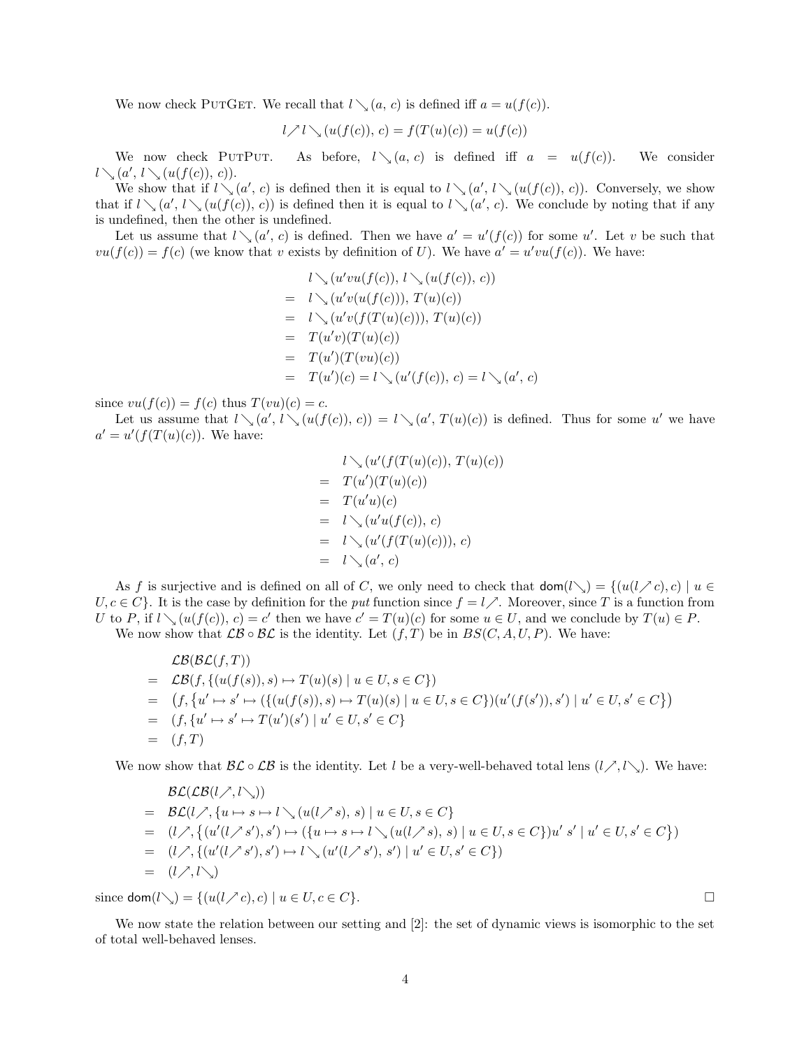We now check PutGet. We recall that $l\searrow(a,\,c)$ is defined iff $a = u(f(c))$.

$$l\nearrow l\searrow(u(f(c)),\,c) = f(T(u)(c)) = u(f(c))$$

We now check PutPut. As before, $l\searrow(a,\,c)$ is defined iff $a = u(f(c))$. We consider $l\searrow(a',\,l\searrow(u(f(c)),\,c))$.

We show that if $l\searrow(a',\,c)$ is defined then it is equal to $l\searrow(a',\,l\searrow(u(f(c)),\,c))$. Conversely, we show that if $l\searrow(a',\,l\searrow(u(f(c)),\,c))$ is defined then it is equal to $l\searrow(a',\,c)$. We conclude by noting that if any is undefined, then the other is undefined.

Let us assume that $l\searrow(a',\,c)$ is defined. Then we have $a' = u'(f(c))$ for some $u'$. Let $v$ be such that $vu(f(c)) = f(c)$ (we know that $v$ exists by definition of $U$). We have $a' = u'vu(f(c))$. We have:

$$
\begin{array}{rl}
 & l\searrow(u'vu(f(c)),\,l\searrow(u(f(c)),\,c)) \\
= & l\searrow(u'v(u(f(c))),\,T(u)(c)) \\
= & l\searrow(u'v(f(T(u)(c))),\,T(u)(c)) \\
= & T(u'v)(T(u)(c)) \\
= & T(u')(T(vu)(c)) \\
= & T(u')(c) = l\searrow(u'(f(c)),\,c) = l\searrow(a',\,c)
\end{array}
$$

since $vu(f(c)) = f(c)$ thus $T(vu)(c) = c$.

Let us assume that $l\searrow(a',\,l\searrow(u(f(c)),\,c)) = l\searrow(a',\,T(u)(c))$ is defined. Thus for some $u'$ we have $a' = u'(f(T(u)(c))$. We have:

$$
\begin{array}{rl}
 & l\searrow(u'(f(T(u)(c)),\,T(u)(c)) \\
= & T(u')(T(u)(c)) \\
= & T(u'u)(c) \\
= & l\searrow(u'u(f(c)),\,c) \\
= & l\searrow(u'(f(T(u)(c))),\,c) \\
= & l\searrow(a',\,c)
\end{array}
$$

As $f$ is surjective and is defined on all of $C$, we only need to check that $\mathsf{dom}(l\searrow) = \{(u(l\nearrow c), c) \mid u \in U, c \in C\}$. It is the case by definition for the *put* function since $f = l\nearrow$. Moreover, since $T$ is a function from $U$ to $P$, if $l\searrow(u(f(c)),\,c) = c'$ then we have $c' = T(u)(c)$ for some $u \in U$, and we conclude by $T(u) \in P$.

We now show that $\mathcal{LB} \circ \mathcal{BL}$ is the identity. Let $(f, T)$ be in $BS(C, A, U, P)$. We have:

$$
\begin{array}{rl}
 & \mathcal{LB}(\mathcal{BL}(f,T)) \\
= & \mathcal{LB}(f, \{(u(f(s)), s) \mapsto T(u)(s) \mid u \in U, s \in C\}) \\
= & \big(f, \{u' \mapsto s' \mapsto (\{(u(f(s)), s) \mapsto T(u)(s) \mid u \in U, s \in C\})(u'(f(s')), s') \mid u' \in U, s' \in C\}\big) \\
= & (f, \{u' \mapsto s' \mapsto T(u')(s') \mid u' \in U, s' \in C\} \\
= & (f, T)
\end{array}
$$

We now show that $\mathcal{BL} \circ \mathcal{LB}$ is the identity. Let $l$ be a very-well-behaved total lens $(l\nearrow, l\searrow)$. We have:

$$
\begin{array}{rl}
 & \mathcal{BL}(\mathcal{LB}(l\nearrow, l\searrow)) \\
= & \mathcal{BL}(l\nearrow, \{u \mapsto s \mapsto l\searrow(u(l\nearrow s),\,s) \mid u \in U, s \in C\} \\
= & (l\nearrow, \{(u'(l\nearrow s'), s') \mapsto (\{u \mapsto s \mapsto l\searrow(u(l\nearrow s),\,s) \mid u \in U, s \in C\})u'\ s' \mid u' \in U, s' \in C\}) \\
= & (l\nearrow, \{(u'(l\nearrow s'), s') \mapsto l\searrow(u'(l\nearrow s'),\,s') \mid u' \in U, s' \in C\}) \\
= & (l\nearrow, l\searrow)
\end{array}
$$

since $\mathsf{dom}(l\searrow) = \{(u(l\nearrow c), c) \mid u \in U, c \in C\}$. □

We now state the relation between our setting and [2]: the set of dynamic views is isomorphic to the set of total well-behaved lenses.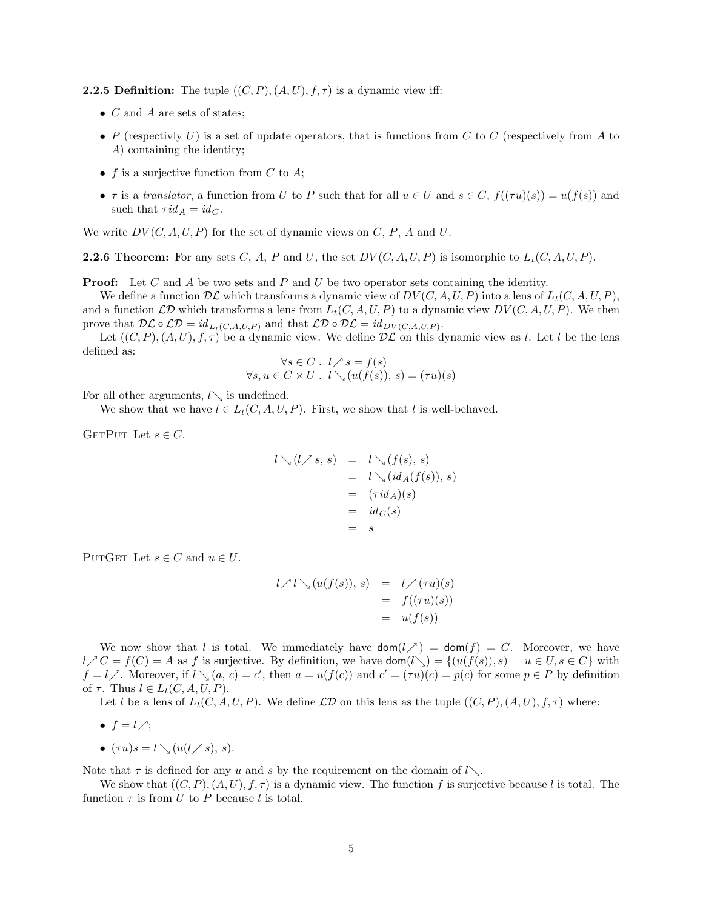**2.2.5 Definition:** The tuple $((C, P), (A, U), f, \tau)$ is a dynamic view iff:

- $C$ and $A$ are sets of states;
- $P$ (respectivly $U$) is a set of update operators, that is functions from $C$ to $C$ (respectively from $A$ to $A$) containing the identity;
- $f$ is a surjective function from $C$ to $A$;
- $\tau$ is a *translator*, a function from $U$ to $P$ such that for all $u \in U$ and $s \in C$, $f((\tau u)(s)) = u(f(s))$ and such that $\tau id_A = id_C$.

We write $DV(C, A, U, P)$ for the set of dynamic views on $C$, $P$, $A$ and $U$.

**2.2.6 Theorem:** For any sets $C$, $A$, $P$ and $U$, the set $DV(C, A, U, P)$ is isomorphic to $L_t(C, A, U, P)$.

**Proof:** Let $C$ and $A$ be two sets and $P$ and $U$ be two operator sets containing the identity.

We define a function $\mathcal{DL}$ which transforms a dynamic view of $DV(C, A, U, P)$ into a lens of $L_t(C, A, U, P)$, and a function $\mathcal{LD}$ which transforms a lens from $L_t(C, A, U, P)$ to a dynamic view $DV(C, A, U, P)$. We then prove that $\mathcal{DL} \circ \mathcal{LD} = id_{L_t(C,A,U,P)}$ and that $\mathcal{LD} \circ \mathcal{DL} = id_{DV(C,A,U,P)}$.

Let $((C, P), (A, U), f, \tau)$ be a dynamic view. We define $\mathcal{DL}$ on this dynamic view as $l$. Let $l$ be the lens defined as:

$$\forall s \in C \ . \ l\nearrow s = f(s)$$
$$\forall s, u \in C \times U \ . \ l\searrow(u(f(s)),\, s) = (\tau u)(s)$$

For all other arguments, $l\searrow$ is undefined.

We show that we have $l \in L_t(C, A, U, P)$. First, we show that $l$ is well-behaved.

GetPut Let $s \in C$.

$$\begin{aligned} l\searrow(l\nearrow s,\, s) &= l\searrow(f(s),\, s) \\ &= l\searrow(id_A(f(s)),\, s) \\ &= (\tau id_A)(s) \\ &= id_C(s) \\ &= s \end{aligned}$$

PutGet Let $s \in C$ and $u \in U$.

$$\begin{aligned} l\nearrow l\searrow(u(f(s)),\, s) &= l\nearrow(\tau u)(s) \\ &= f((\tau u)(s)) \\ &= u(f(s)) \end{aligned}$$

We now show that $l$ is total. We immediately have $\mathsf{dom}(l\nearrow) = \mathsf{dom}(f) = C$. Moreover, we have $l\nearrow C = f(C) = A$ as $f$ is surjective. By definition, we have $\mathsf{dom}(l\searrow) = \{(u(f(s)), s) \ | \ u \in U, s \in C\}$ with $f = l\nearrow$. Moreover, if $l\searrow(a,\, c) = c'$, then $a = u(f(c))$ and $c' = (\tau u)(c) = p(c)$ for some $p \in P$ by definition of $\tau$. Thus $l \in L_t(C, A, U, P)$.

Let $l$ be a lens of $L_t(C, A, U, P)$. We define $\mathcal{LD}$ on this lens as the tuple $((C, P), (A, U), f, \tau)$ where:

- $f = l\nearrow$;
- $(\tau u)s = l\searrow(u(l\nearrow s),\, s)$.

Note that $\tau$ is defined for any $u$ and $s$ by the requirement on the domain of $l\searrow$.

We show that $((C, P), (A, U), f, \tau)$ is a dynamic view. The function $f$ is surjective because $l$ is total. The function $\tau$ is from $U$ to $P$ because $l$ is total.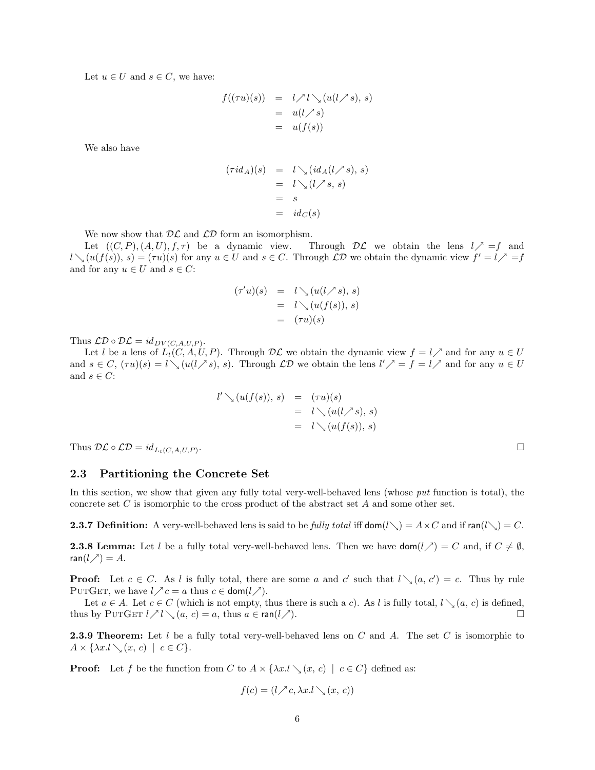Let $u \in U$ and $s \in C$, we have:

$$
\begin{aligned}
f((\tau u)(s)) &= l\nearrow l\searrow(u(l\nearrow s),\, s) \\
&= u(l\nearrow s) \\
&= u(f(s))
\end{aligned}
$$

We also have

$$
\begin{aligned}
(\tau id_A)(s) &= l\searrow(id_A(l\nearrow s),\, s) \\
&= l\searrow(l\nearrow s,\, s) \\
&= s \\
&= id_C(s)
\end{aligned}
$$

We now show that $\mathcal{DL}$ and $\mathcal{LD}$ form an isomorphism.

Let $((C,P),(A,U),f,\tau)$ be a dynamic view. Through $\mathcal{DL}$ we obtain the lens $l\nearrow = f$ and $l\searrow(u(f(s)),\, s) = (\tau u)(s)$ for any $u \in U$ and $s \in C$. Through $\mathcal{LD}$ we obtain the dynamic view $f' = l\nearrow = f$ and for any $u \in U$ and $s \in C$:

$$
\begin{aligned}
(\tau' u)(s) &= l\searrow(u(l\nearrow s),\, s) \\
&= l\searrow(u(f(s)),\, s) \\
&= (\tau u)(s)
\end{aligned}
$$

Thus $\mathcal{LD} \circ \mathcal{DL} = id_{DV(C,A,U,P)}$.

Let $l$ be a lens of $L_t(C,A,U,P)$. Through $\mathcal{DL}$ we obtain the dynamic view $f = l\nearrow$ and for any $u \in U$ and $s \in C$, $(\tau u)(s) = l\searrow(u(l\nearrow s),\, s)$. Through $\mathcal{LD}$ we obtain the lens $l'\nearrow = f = l\nearrow$ and for any $u \in U$ and $s \in C$:

$$
\begin{aligned}
l'\searrow(u(f(s)),\, s) &= (\tau u)(s) \\
&= l\searrow(u(l\nearrow s),\, s) \\
&= l\searrow(u(f(s)),\, s)
\end{aligned}
$$

Thus $\mathcal{DL} \circ \mathcal{LD} = id_{L_t(C,A,U,P)}$. □

## 2.3 Partitioning the Concrete Set

In this section, we show that given any fully total very-well-behaved lens (whose *put* function is total), the concrete set $C$ is isomorphic to the cross product of the abstract set $A$ and some other set.

**2.3.7 Definition:** A very-well-behaved lens is said to be *fully total* iff $\mathsf{dom}(l\searrow) = A \times C$ and if $\mathsf{ran}(l\searrow) = C$.

**2.3.8 Lemma:** Let $l$ be a fully total very-well-behaved lens. Then we have $\mathsf{dom}(l\nearrow) = C$ and, if $C \neq \emptyset$, $\mathsf{ran}(l\nearrow) = A$.

**Proof:** Let $c \in C$. As $l$ is fully total, there are some $a$ and $c'$ such that $l\searrow(a,\, c') = c$. Thus by rule PutGet, we have $l\nearrow c = a$ thus $c \in \mathsf{dom}(l\nearrow)$.

Let $a \in A$. Let $c \in C$ (which is not empty, thus there is such a $c$). As $l$ is fully total, $l\searrow(a,\, c)$ is defined, thus by PutGet $l\nearrow l\searrow(a,\, c) = a$, thus $a \in \mathsf{ran}(l\nearrow)$. □

**2.3.9 Theorem:** Let $l$ be a fully total very-well-behaved lens on $C$ and $A$. The set $C$ is isomorphic to $A \times \{\lambda x.l\searrow(x,\, c) \mid c \in C\}$.

**Proof:** Let $f$ be the function from $C$ to $A \times \{\lambda x.l\searrow(x,\, c) \mid c \in C\}$ defined as:

$$
f(c) = (l\nearrow c, \lambda x.l\searrow(x,\, c))
$$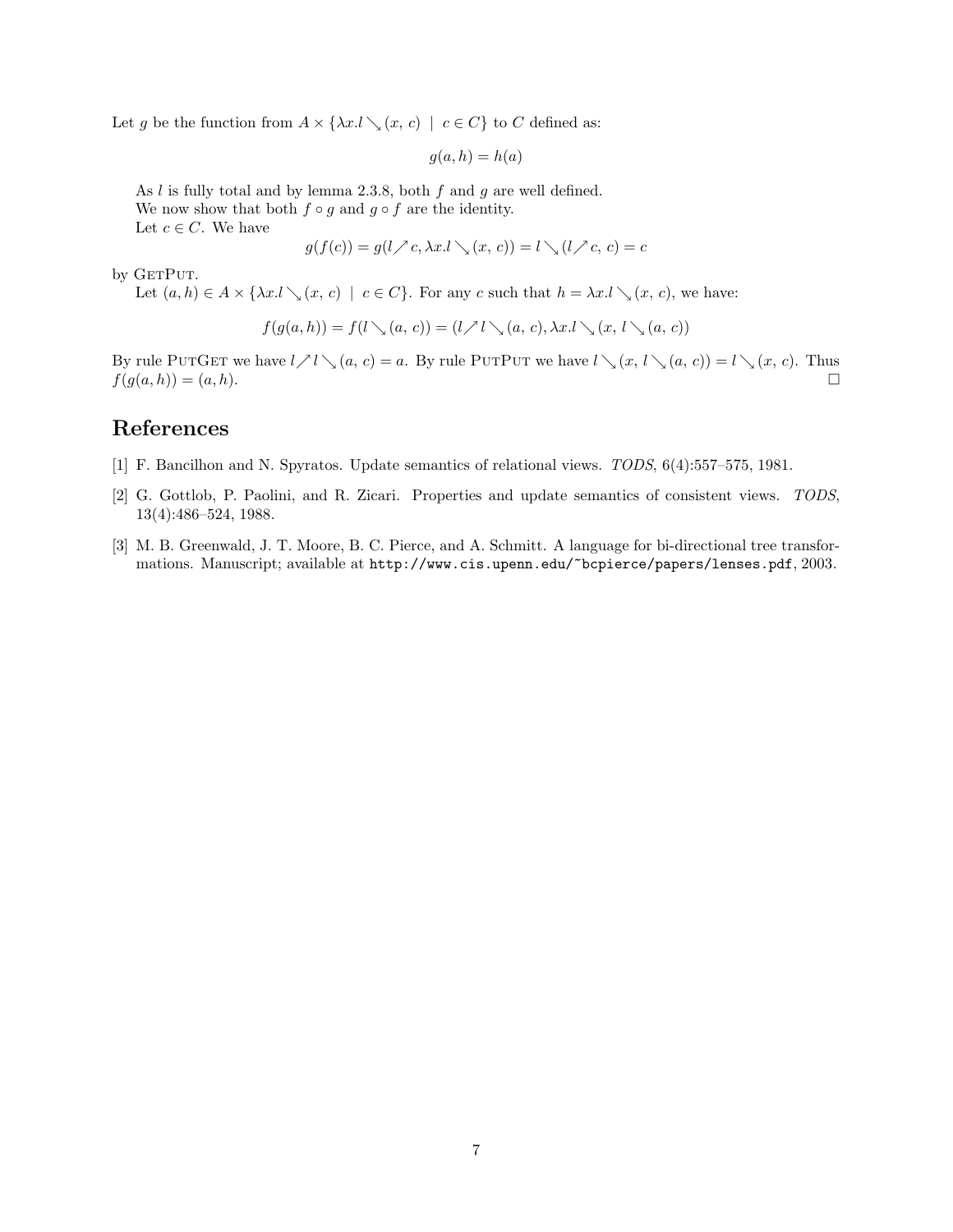Let $g$ be the function from $A \times \{\lambda x.l \searrow (x,\, c) \;\mid\; c \in C\}$ to $C$ defined as:

$$g(a, h) = h(a)$$

As $l$ is fully total and by lemma 2.3.8, both $f$ and $g$ are well defined.

We now show that both $f \circ g$ and $g \circ f$ are the identity.

Let $c \in C$. We have

$$g(f(c)) = g(l \nearrow c, \lambda x.l \searrow (x,\, c)) = l \searrow (l \nearrow c,\, c) = c$$

by GetPut.

Let $(a, h) \in A \times \{\lambda x.l \searrow (x,\, c) \;\mid\; c \in C\}$. For any $c$ such that $h = \lambda x.l \searrow (x,\, c)$, we have:

$$f(g(a, h)) = f(l \searrow (a,\, c)) = (l \nearrow l \searrow (a,\, c), \lambda x.l \searrow (x,\, l \searrow (a,\, c))$$

By rule PutGet we have $l \nearrow l \searrow (a,\, c) = a$. By rule PutPut we have $l \searrow (x,\, l \searrow (a,\, c)) = l \searrow (x,\, c)$. Thus $f(g(a, h)) = (a, h)$. □

## References

[1] F. Bancilhon and N. Spyratos. Update semantics of relational views. *TODS*, 6(4):557–575, 1981.

[2] G. Gottlob, P. Paolini, and R. Zicari. Properties and update semantics of consistent views. *TODS*, 13(4):486–524, 1988.

[3] M. B. Greenwald, J. T. Moore, B. C. Pierce, and A. Schmitt. A language for bi-directional tree transformations. Manuscript; available at `http://www.cis.upenn.edu/~bcpierce/papers/lenses.pdf`, 2003.